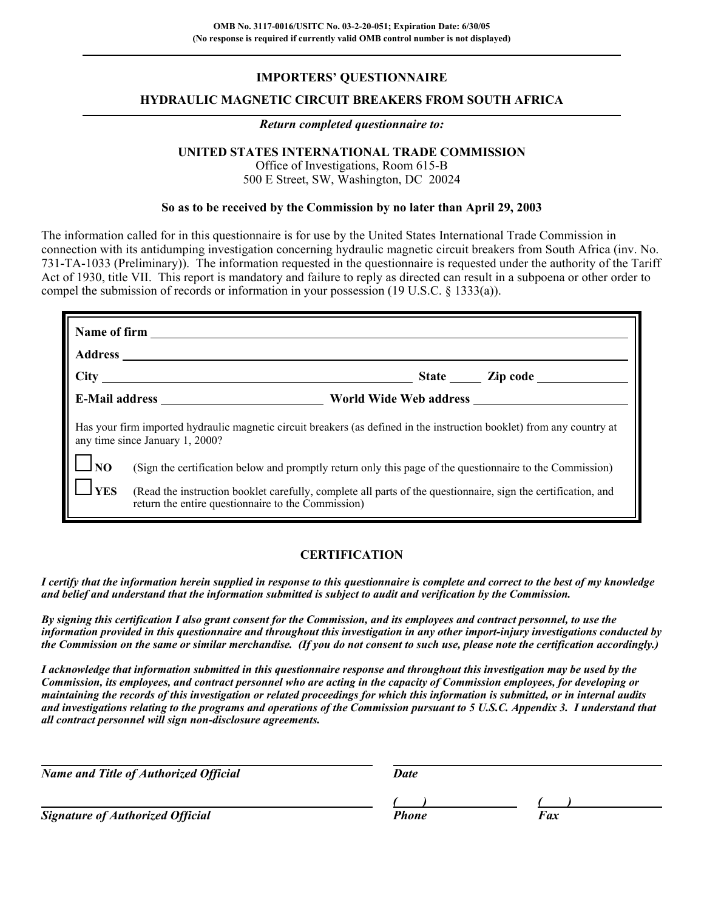**OMB No. 3117-0016/USITC No. 03-2-20-051; Expiration Date: 6/30/05**
**(No response is required if currently valid OMB control number is not displayed)**

# IMPORTERS' QUESTIONNAIRE

## HYDRAULIC MAGNETIC CIRCUIT BREAKERS FROM SOUTH AFRICA

***Return completed questionnaire to:***

**UNITED STATES INTERNATIONAL TRADE COMMISSION**
Office of Investigations, Room 615-B
500 E Street, SW, Washington, DC 20024

**So as to be received by the Commission by no later than April 29, 2003**

The information called for in this questionnaire is for use by the United States International Trade Commission in connection with its antidumping investigation concerning hydraulic magnetic circuit breakers from South Africa (inv. No. 731-TA-1033 (Preliminary)). The information requested in the questionnaire is requested under the authority of the Tariff Act of 1930, title VII. This report is mandatory and failure to reply as directed can result in a subpoena or other order to compel the submission of records or information in your possession (19 U.S.C. § 1333(a)).

**Name of firm** ______________________________

**Address** ______________________________

**City** ______________________________ **State** ______ **Zip code** ______________

**E-Mail address** ______________________ **World Wide Web address** ______________________

Has your firm imported hydraulic magnetic circuit breakers (as defined in the instruction booklet) from any country at any time since January 1, 2000?

☐ **NO** (Sign the certification below and promptly return only this page of the questionnaire to the Commission)

☐ **YES** (Read the instruction booklet carefully, complete all parts of the questionnaire, sign the certification, and return the entire questionnaire to the Commission)

## CERTIFICATION

***I certify that the information herein supplied in response to this questionnaire is complete and correct to the best of my knowledge and belief and understand that the information submitted is subject to audit and verification by the Commission.***

***By signing this certification I also grant consent for the Commission, and its employees and contract personnel, to use the information provided in this questionnaire and throughout this investigation in any other import-injury investigations conducted by the Commission on the same or similar merchandise. (If you do not consent to such use, please note the certification accordingly.)***

***I acknowledge that information submitted in this questionnaire response and throughout this investigation may be used by the Commission, its employees, and contract personnel who are acting in the capacity of Commission employees, for developing or maintaining the records of this investigation or related proceedings for which this information is submitted, or in internal audits and investigations relating to the programs and operations of the Commission pursuant to 5 U.S.C. Appendix 3. I understand that all contract personnel will sign non-disclosure agreements.***

______________________________ ______________________________
***Name and Title of Authorized Official*** ***Date***

______________________________ ( ) ______________ ( ) ______________
***Signature of Authorized Official*** ***Phone*** ***Fax***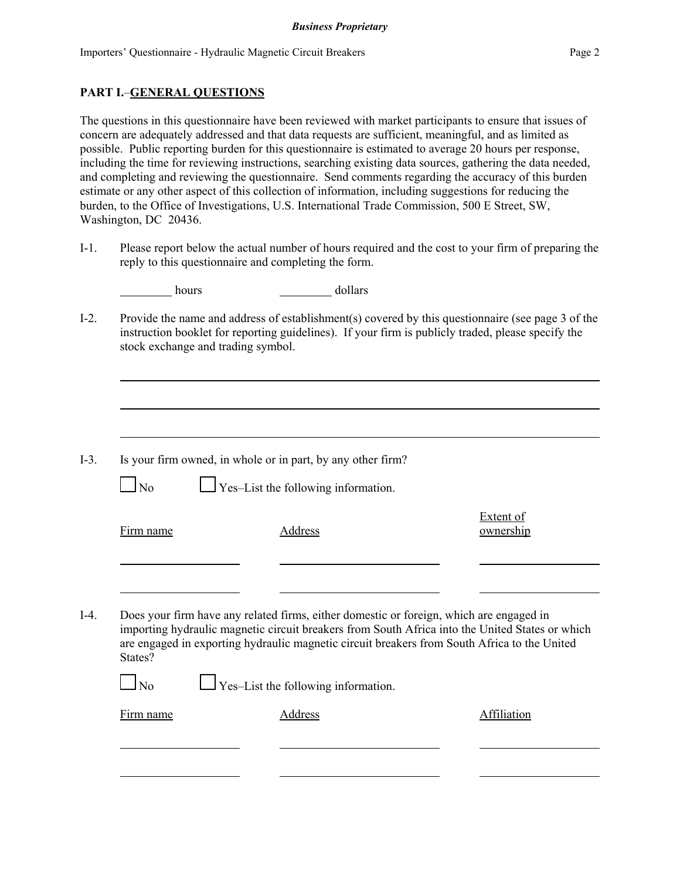## PART I.–GENERAL QUESTIONS

The questions in this questionnaire have been reviewed with market participants to ensure that issues of concern are adequately addressed and that data requests are sufficient, meaningful, and as limited as possible. Public reporting burden for this questionnaire is estimated to average 20 hours per response, including the time for reviewing instructions, searching existing data sources, gathering the data needed, and completing and reviewing the questionnaire. Send comments regarding the accuracy of this burden estimate or any other aspect of this collection of information, including suggestions for reducing the burden, to the Office of Investigations, U.S. International Trade Commission, 500 E Street, SW, Washington, DC 20436.

I-1. Please report below the actual number of hours required and the cost to your firm of preparing the reply to this questionnaire and completing the form.

\_\_\_\_\_\_\_\_ hours &nbsp;&nbsp;&nbsp;&nbsp;&nbsp;&nbsp;&nbsp;&nbsp; \_\_\_\_\_\_\_\_ dollars

I-2. Provide the name and address of establishment(s) covered by this questionnaire (see page 3 of the instruction booklet for reporting guidelines). If your firm is publicly traded, please specify the stock exchange and trading symbol.

\_\_\_\_\_\_\_\_\_\_\_\_\_\_\_\_\_\_\_\_\_\_\_\_\_\_\_\_\_\_\_\_\_\_\_\_\_\_\_\_\_\_\_\_\_\_\_\_\_\_\_\_\_\_\_\_\_\_\_\_

\_\_\_\_\_\_\_\_\_\_\_\_\_\_\_\_\_\_\_\_\_\_\_\_\_\_\_\_\_\_\_\_\_\_\_\_\_\_\_\_\_\_\_\_\_\_\_\_\_\_\_\_\_\_\_\_\_\_\_\_

\_\_\_\_\_\_\_\_\_\_\_\_\_\_\_\_\_\_\_\_\_\_\_\_\_\_\_\_\_\_\_\_\_\_\_\_\_\_\_\_\_\_\_\_\_\_\_\_\_\_\_\_\_\_\_\_\_\_\_\_

I-3. Is your firm owned, in whole or in part, by any other firm?

☐ No &nbsp;&nbsp;&nbsp;&nbsp; ☐ Yes–List the following information.

| Firm name | Address | Extent of ownership |
| --- | --- | --- |
| | | |
| | | |

I-4. Does your firm have any related firms, either domestic or foreign, which are engaged in importing hydraulic magnetic circuit breakers from South Africa into the United States or which are engaged in exporting hydraulic magnetic circuit breakers from South Africa to the United States?

☐ No &nbsp;&nbsp;&nbsp;&nbsp; ☐ Yes–List the following information.

| Firm name | Address | Affiliation |
| --- | --- | --- |
| | | |
| | | |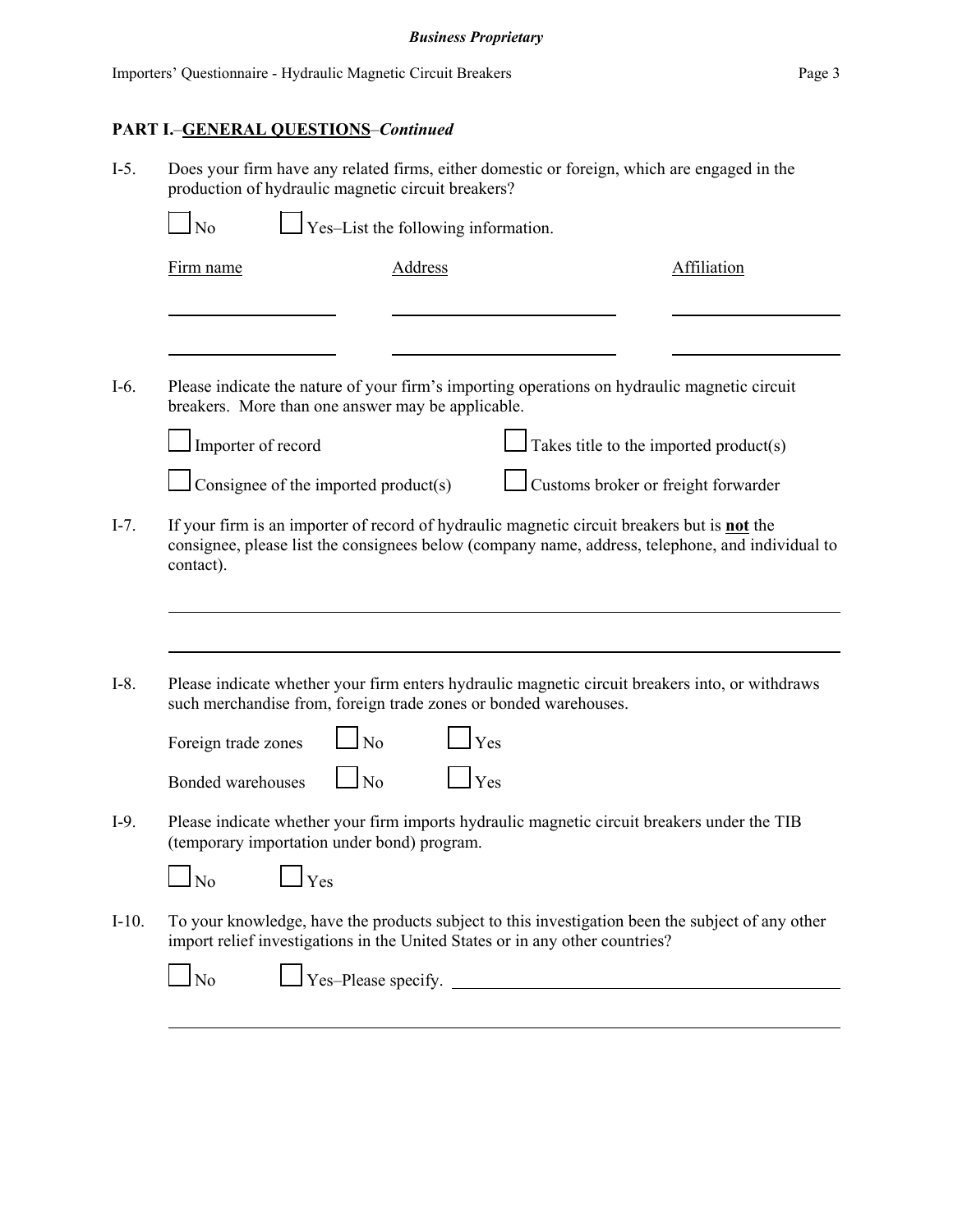**PART I.**–**GENERAL QUESTIONS**–*Continued*

I-5. Does your firm have any related firms, either domestic or foreign, which are engaged in the production of hydraulic magnetic circuit breakers?

☐ No ☐ Yes–List the following information.

| Firm name | Address | Affiliation |
|---|---|---|
| | | |
| | | |

I-6. Please indicate the nature of your firm's importing operations on hydraulic magnetic circuit breakers. More than one answer may be applicable.

☐ Importer of record ☐ Takes title to the imported product(s)

☐ Consignee of the imported product(s) ☐ Customs broker or freight forwarder

I-7. If your firm is an importer of record of hydraulic magnetic circuit breakers but is **not** the consignee, please list the consignees below (company name, address, telephone, and individual to contact).

______________________________________________________________________

______________________________________________________________________

I-8. Please indicate whether your firm enters hydraulic magnetic circuit breakers into, or withdraws such merchandise from, foreign trade zones or bonded warehouses.

Foreign trade zones ☐ No ☐ Yes

Bonded warehouses ☐ No ☐ Yes

I-9. Please indicate whether your firm imports hydraulic magnetic circuit breakers under the TIB (temporary importation under bond) program.

☐ No ☐ Yes

I-10. To your knowledge, have the products subject to this investigation been the subject of any other import relief investigations in the United States or in any other countries?

☐ No ☐ Yes–Please specify. ______________________________________________

______________________________________________________________________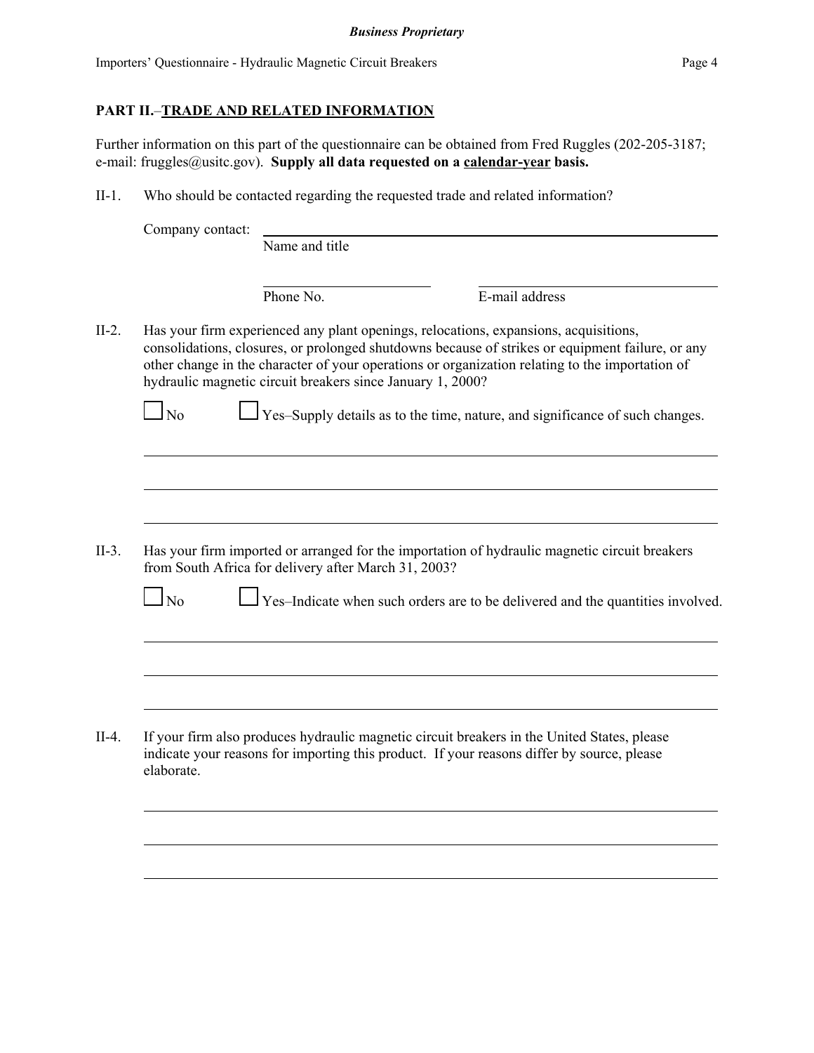## PART II.–TRADE AND RELATED INFORMATION

Further information on this part of the questionnaire can be obtained from Fred Ruggles (202-205-3187; e-mail: fruggles@usitc.gov). **Supply all data requested on a calendar-year basis.**

II-1. Who should be contacted regarding the requested trade and related information?

Company contact: ______________________________________________
Name and title

______________________ ______________________
Phone No. E-mail address

II-2. Has your firm experienced any plant openings, relocations, expansions, acquisitions, consolidations, closures, or prolonged shutdowns because of strikes or equipment failure, or any other change in the character of your operations or organization relating to the importation of hydraulic magnetic circuit breakers since January 1, 2000?

☐ No ☐ Yes–Supply details as to the time, nature, and significance of such changes.

______________________________________________

______________________________________________

______________________________________________

II-3. Has your firm imported or arranged for the importation of hydraulic magnetic circuit breakers from South Africa for delivery after March 31, 2003?

☐ No ☐ Yes–Indicate when such orders are to be delivered and the quantities involved.

______________________________________________

______________________________________________

______________________________________________

II-4. If your firm also produces hydraulic magnetic circuit breakers in the United States, please indicate your reasons for importing this product. If your reasons differ by source, please elaborate.

______________________________________________

______________________________________________

______________________________________________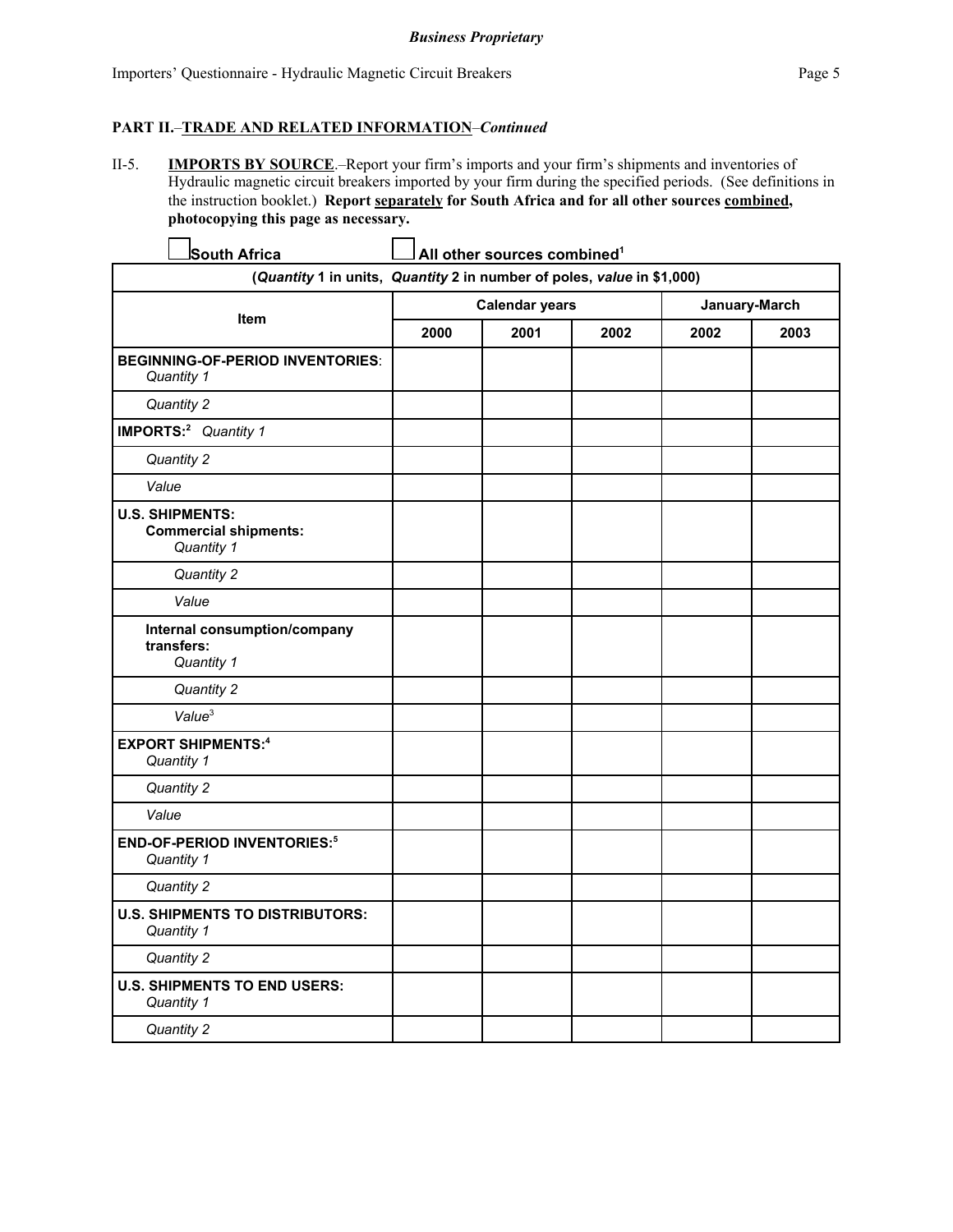**Business Proprietary**

## PART II.–TRADE AND RELATED INFORMATION–*Continued*

II-5. **IMPORTS BY SOURCE**.–Report your firm's imports and your firm's shipments and inventories of Hydraulic magnetic circuit breakers imported by your firm during the specified periods. (See definitions in the instruction booklet.) **Report separately for South Africa and for all other sources combined, photocopying this page as necessary.**

☐ **South Africa** ☐ **All other sources combined**[1]

| (*Quantity* 1 in units, *Quantity* 2 in number of poles, *value* in $1,000) | | | | | |
|---|---|---|---|---|---|
| **Item** | **Calendar years** | | | **January-March** | |
| | **2000** | **2001** | **2002** | **2002** | **2003** |
| **BEGINNING-OF-PERIOD INVENTORIES**: *Quantity 1* | | | | | |
| *Quantity 2* | | | | | |
| **IMPORTS:**[2] *Quantity 1* | | | | | |
| *Quantity 2* | | | | | |
| *Value* | | | | | |
| **U.S. SHIPMENTS:** **Commercial shipments:** *Quantity 1* | | | | | |
| *Quantity 2* | | | | | |
| *Value* | | | | | |
| **Internal consumption/company transfers:** *Quantity 1* | | | | | |
| *Quantity 2* | | | | | |
| *Value*[3] | | | | | |
| **EXPORT SHIPMENTS:**[4] *Quantity 1* | | | | | |
| *Quantity 2* | | | | | |
| *Value* | | | | | |
| **END-OF-PERIOD INVENTORIES:**[5] *Quantity 1* | | | | | |
| *Quantity 2* | | | | | |
| **U.S. SHIPMENTS TO DISTRIBUTORS:** *Quantity 1* | | | | | |
| *Quantity 2* | | | | | |
| **U.S. SHIPMENTS TO END USERS:** *Quantity 1* | | | | | |
| *Quantity 2* | | | | | |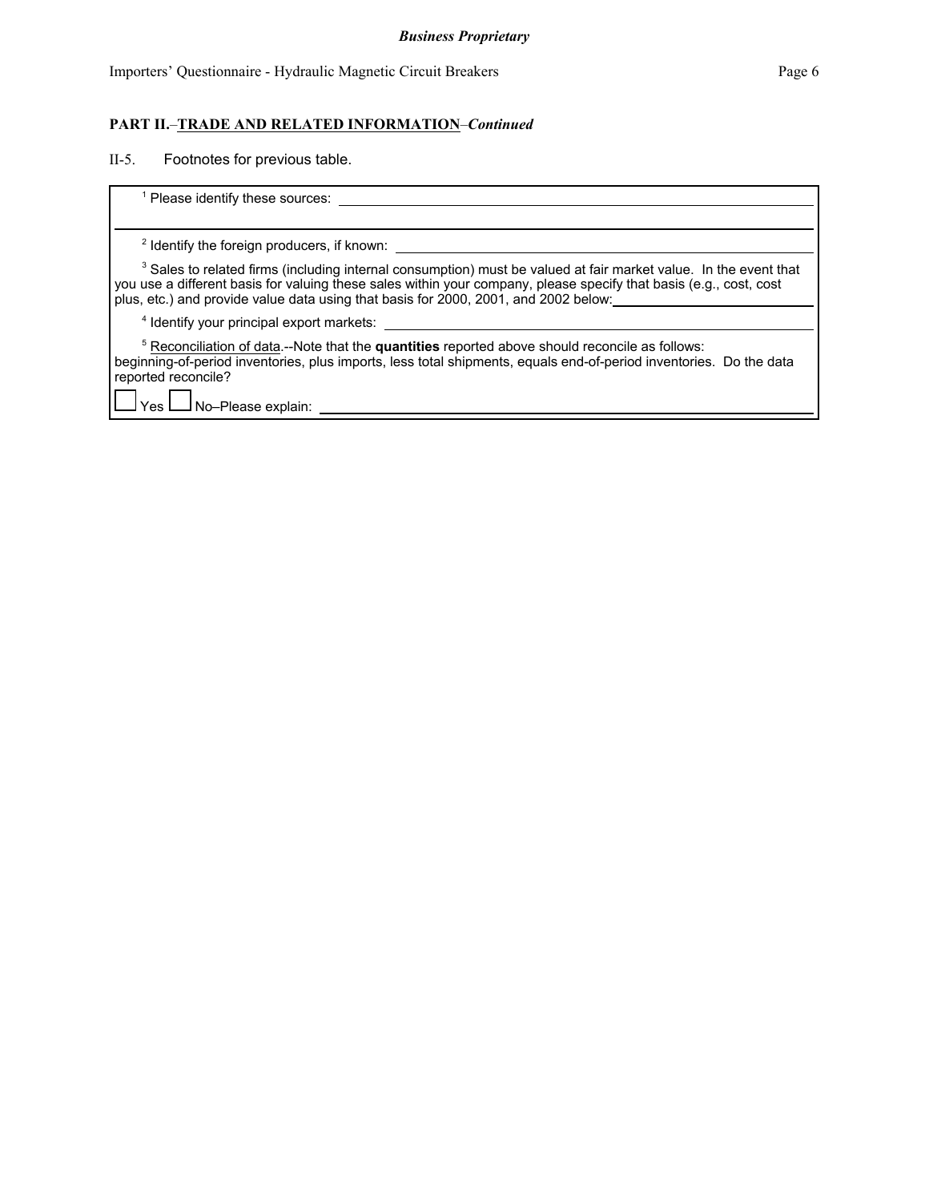**PART II.–TRADE AND RELATED INFORMATION**–*Continued*

II-5. Footnotes for previous table.

[1] Please identify these sources: \_\_\_\_\_\_\_\_\_\_\_\_\_\_\_\_\_\_\_\_\_\_\_\_\_\_\_\_\_\_\_\_\_\_\_\_\_\_\_\_\_\_\_\_\_\_\_\_

[2] Identify the foreign producers, if known: \_\_\_\_\_\_\_\_\_\_\_\_\_\_\_\_\_\_\_\_\_\_\_\_\_\_\_\_\_\_\_\_\_\_\_\_\_\_\_\_\_\_

[3] Sales to related firms (including internal consumption) must be valued at fair market value. In the event that you use a different basis for valuing these sales within your company, please specify that basis (e.g., cost, cost plus, etc.) and provide value data using that basis for 2000, 2001, and 2002 below: \_\_\_\_\_\_\_\_\_\_\_\_\_\_\_\_\_\_\_\_

[4] Identify your principal export markets: \_\_\_\_\_\_\_\_\_\_\_\_\_\_\_\_\_\_\_\_\_\_\_\_\_\_\_\_\_\_\_\_\_\_\_\_\_\_\_\_\_\_\_\_

[5] Reconciliation of data.--Note that the **quantities** reported above should reconcile as follows: beginning-of-period inventories, plus imports, less total shipments, equals end-of-period inventories. Do the data reported reconcile?

☐ Yes ☐ No–Please explain: \_\_\_\_\_\_\_\_\_\_\_\_\_\_\_\_\_\_\_\_\_\_\_\_\_\_\_\_\_\_\_\_\_\_\_\_\_\_\_\_\_\_\_\_\_\_\_\_\_\_\_\_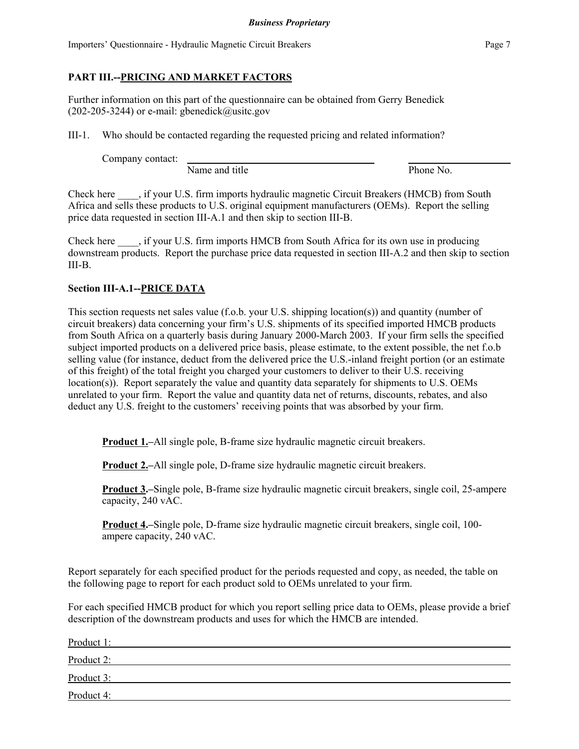## PART III.--PRICING AND MARKET FACTORS

Further information on this part of the questionnaire can be obtained from Gerry Benedick (202-205-3244) or e-mail: gbenedick@usitc.gov

III-1. Who should be contacted regarding the requested pricing and related information?

Company contact: ______________________________ ______________
Name and title Phone No.

Check here ____, if your U.S. firm imports hydraulic magnetic Circuit Breakers (HMCB) from South Africa and sells these products to U.S. original equipment manufacturers (OEMs). Report the selling price data requested in section III-A.1 and then skip to section III-B.

Check here ____, if your U.S. firm imports HMCB from South Africa for its own use in producing downstream products. Report the purchase price data requested in section III-A.2 and then skip to section III-B.

### Section III-A.1--PRICE DATA

This section requests net sales value (f.o.b. your U.S. shipping location(s)) and quantity (number of circuit breakers) data concerning your firm's U.S. shipments of its specified imported HMCB products from South Africa on a quarterly basis during January 2000-March 2003. If your firm sells the specified subject imported products on a delivered price basis, please estimate, to the extent possible, the net f.o.b selling value (for instance, deduct from the delivered price the U.S.-inland freight portion (or an estimate of this freight) of the total freight you charged your customers to deliver to their U.S. receiving location(s)). Report separately the value and quantity data separately for shipments to U.S. OEMs unrelated to your firm. Report the value and quantity data net of returns, discounts, rebates, and also deduct any U.S. freight to the customers' receiving points that was absorbed by your firm.

**Product 1.**–All single pole, B-frame size hydraulic magnetic circuit breakers.

**Product 2.**–All single pole, D-frame size hydraulic magnetic circuit breakers.

**Product 3.**–Single pole, B-frame size hydraulic magnetic circuit breakers, single coil, 25-ampere capacity, 240 vAC.

**Product 4.**–Single pole, D-frame size hydraulic magnetic circuit breakers, single coil, 100-ampere capacity, 240 vAC.

Report separately for each specified product for the periods requested and copy, as needed, the table on the following page to report for each product sold to OEMs unrelated to your firm.

For each specified HMCB product for which you report selling price data to OEMs, please provide a brief description of the downstream products and uses for which the HMCB are intended.

Product 1: ______________________________

Product 2: ______________________________

Product 3: ______________________________

Product 4: ______________________________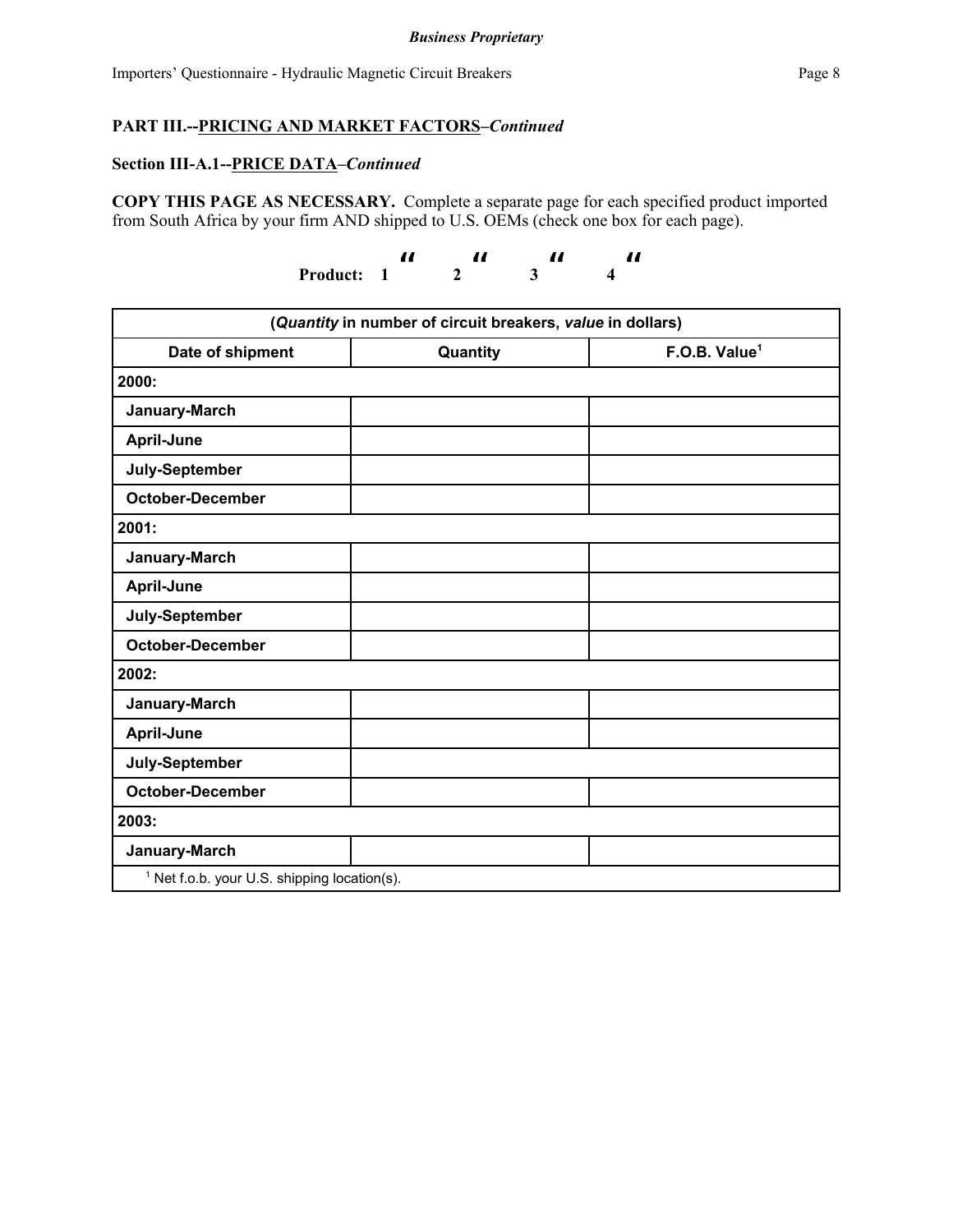*Business Proprietary*

Importers' Questionnaire - Hydraulic Magnetic Circuit Breakers

**PART III.--PRICING AND MARKET FACTORS–*Continued***

**Section III-A.1--PRICE DATA–*Continued***

**COPY THIS PAGE AS NECESSARY.** Complete a separate page for each specified product imported from South Africa by your firm AND shipped to U.S. OEMs (check one box for each page).

**Product: 1 " 2 " 3 " 4 "**

| (*Quantity* in number of circuit breakers, *value* in dollars) | | |
|---|---|---|
| **Date of shipment** | **Quantity** | **F.O.B. Value[1]** |
| **2000:** | | |
| **January-March** | | |
| **April-June** | | |
| **July-September** | | |
| **October-December** | | |
| **2001:** | | |
| **January-March** | | |
| **April-June** | | |
| **July-September** | | |
| **October-December** | | |
| **2002:** | | |
| **January-March** | | |
| **April-June** | | |
| **July-September** | | |
| **October-December** | | |
| **2003:** | | |
| **January-March** | | |

[1] Net f.o.b. your U.S. shipping location(s).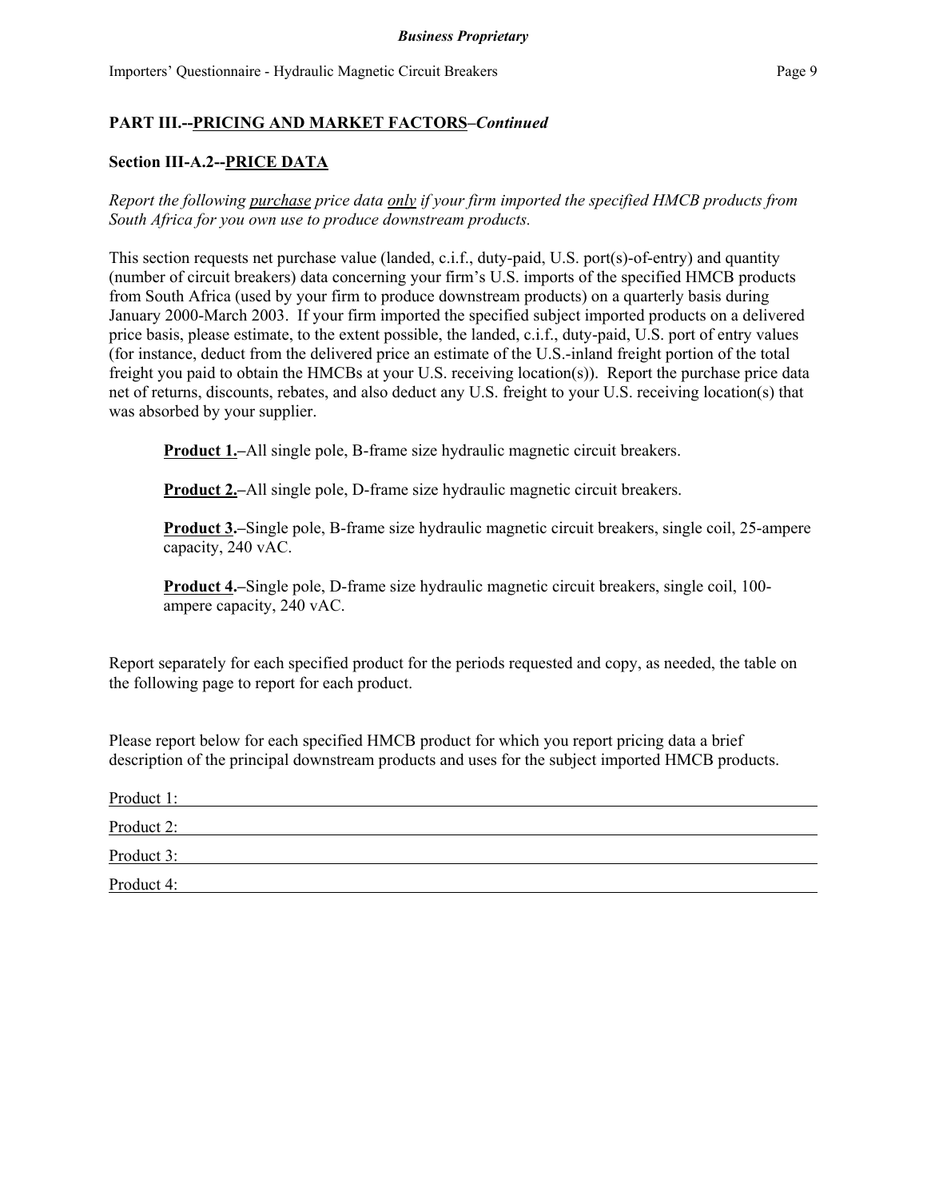**PART III.--PRICING AND MARKET FACTORS–*Continued***

**Section III-A.2--PRICE DATA**

*Report the following purchase price data only if your firm imported the specified HMCB products from South Africa for you own use to produce downstream products.*

This section requests net purchase value (landed, c.i.f., duty-paid, U.S. port(s)-of-entry) and quantity (number of circuit breakers) data concerning your firm's U.S. imports of the specified HMCB products from South Africa (used by your firm to produce downstream products) on a quarterly basis during January 2000-March 2003. If your firm imported the specified subject imported products on a delivered price basis, please estimate, to the extent possible, the landed, c.i.f., duty-paid, U.S. port of entry values (for instance, deduct from the delivered price an estimate of the U.S.-inland freight portion of the total freight you paid to obtain the HMCBs at your U.S. receiving location(s)). Report the purchase price data net of returns, discounts, rebates, and also deduct any U.S. freight to your U.S. receiving location(s) that was absorbed by your supplier.

> **Product 1.**–All single pole, B-frame size hydraulic magnetic circuit breakers.
>
> **Product 2.**–All single pole, D-frame size hydraulic magnetic circuit breakers.
>
> **Product 3.**–Single pole, B-frame size hydraulic magnetic circuit breakers, single coil, 25-ampere capacity, 240 vAC.
>
> **Product 4.**–Single pole, D-frame size hydraulic magnetic circuit breakers, single coil, 100-ampere capacity, 240 vAC.

Report separately for each specified product for the periods requested and copy, as needed, the table on the following page to report for each product.

Please report below for each specified HMCB product for which you report pricing data a brief description of the principal downstream products and uses for the subject imported HMCB products.

Product 1: ________________________________________________

Product 2: ________________________________________________

Product 3: ________________________________________________

Product 4: ________________________________________________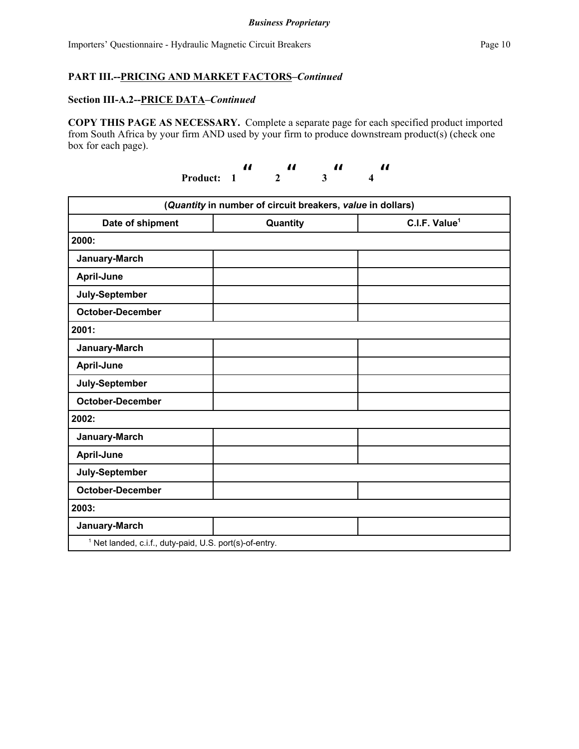*Business Proprietary*

## PART III.--PRICING AND MARKET FACTORS–*Continued*

### Section III-A.2--PRICE DATA–*Continued*

**COPY THIS PAGE AS NECESSARY.** Complete a separate page for each specified product imported from South Africa by your firm AND used by your firm to produce downstream product(s) (check one box for each page).

**Product: 1 ☐ 2 ☐ 3 ☐ 4 ☐**

| (*Quantity* in number of circuit breakers, *value* in dollars) | | |
|---|---|---|
| **Date of shipment** | **Quantity** | **C.I.F. Value[1]** |
| **2000:** | | |
| **January-March** | | |
| **April-June** | | |
| **July-September** | | |
| **October-December** | | |
| **2001:** | | |
| **January-March** | | |
| **April-June** | | |
| **July-September** | | |
| **October-December** | | |
| **2002:** | | |
| **January-March** | | |
| **April-June** | | |
| **July-September** | | |
| **October-December** | | |
| **2003:** | | |
| **January-March** | | |

[1] Net landed, c.i.f., duty-paid, U.S. port(s)-of-entry.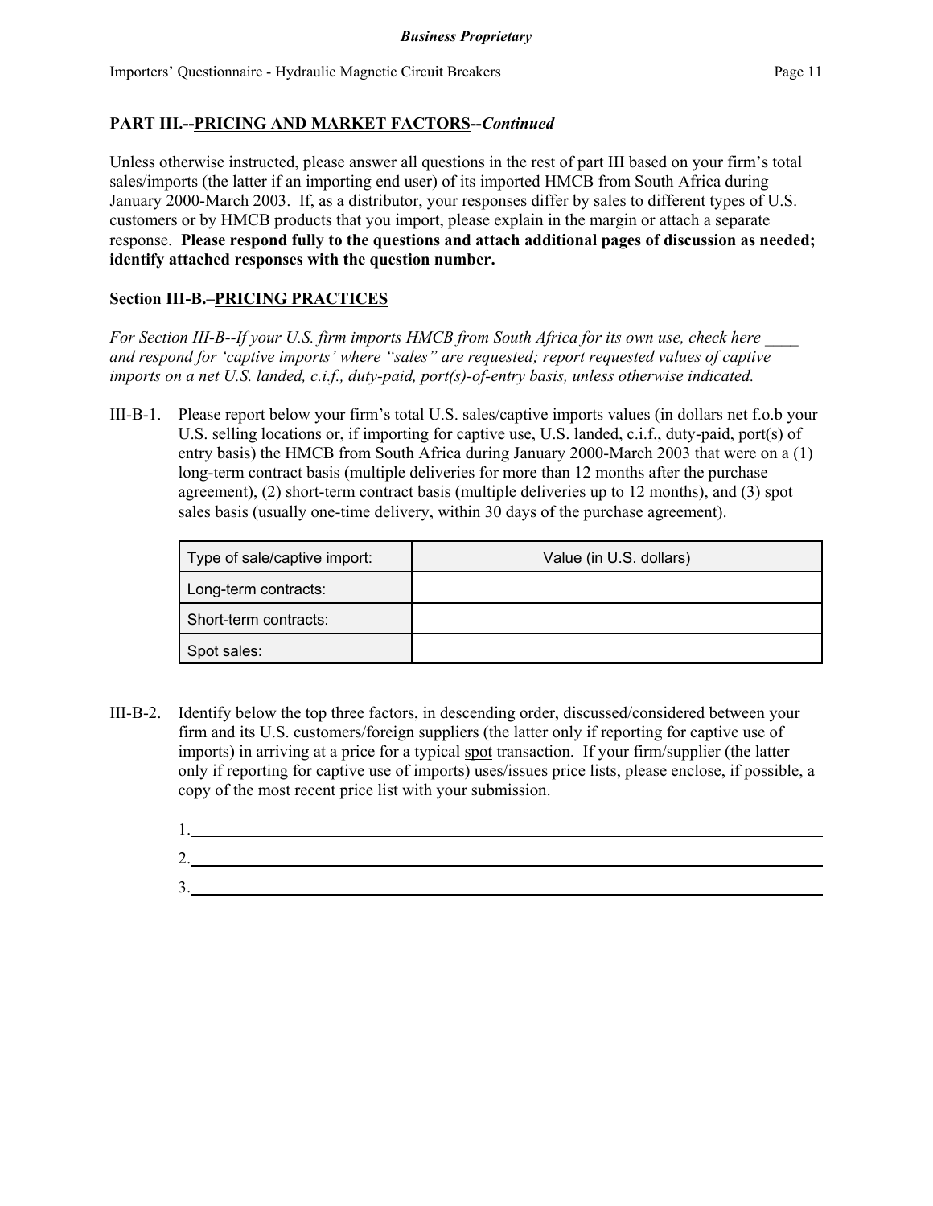## PART III.--PRICING AND MARKET FACTORS--*Continued*

Unless otherwise instructed, please answer all questions in the rest of part III based on your firm's total sales/imports (the latter if an importing end user) of its imported HMCB from South Africa during January 2000-March 2003. If, as a distributor, your responses differ by sales to different types of U.S. customers or by HMCB products that you import, please explain in the margin or attach a separate response. **Please respond fully to the questions and attach additional pages of discussion as needed; identify attached responses with the question number.**

### Section III-B.–PRICING PRACTICES

*For Section III-B--If your U.S. firm imports HMCB from South Africa for its own use, check here ____ and respond for 'captive imports' where "sales" are requested; report requested values of captive imports on a net U.S. landed, c.i.f., duty-paid, port(s)-of-entry basis, unless otherwise indicated.*

III-B-1. Please report below your firm's total U.S. sales/captive imports values (in dollars net f.o.b your U.S. selling locations or, if importing for captive use, U.S. landed, c.i.f., duty-paid, port(s) of entry basis) the HMCB from South Africa during January 2000-March 2003 that were on a (1) long-term contract basis (multiple deliveries for more than 12 months after the purchase agreement), (2) short-term contract basis (multiple deliveries up to 12 months), and (3) spot sales basis (usually one-time delivery, within 30 days of the purchase agreement).

| Type of sale/captive import: | Value (in U.S. dollars) |
|---|---|
| Long-term contracts: | |
| Short-term contracts: | |
| Spot sales: | |

III-B-2. Identify below the top three factors, in descending order, discussed/considered between your firm and its U.S. customers/foreign suppliers (the latter only if reporting for captive use of imports) in arriving at a price for a typical spot transaction. If your firm/supplier (the latter only if reporting for captive use of imports) uses/issues price lists, please enclose, if possible, a copy of the most recent price list with your submission.

1.______________________________________________

2.______________________________________________

3.______________________________________________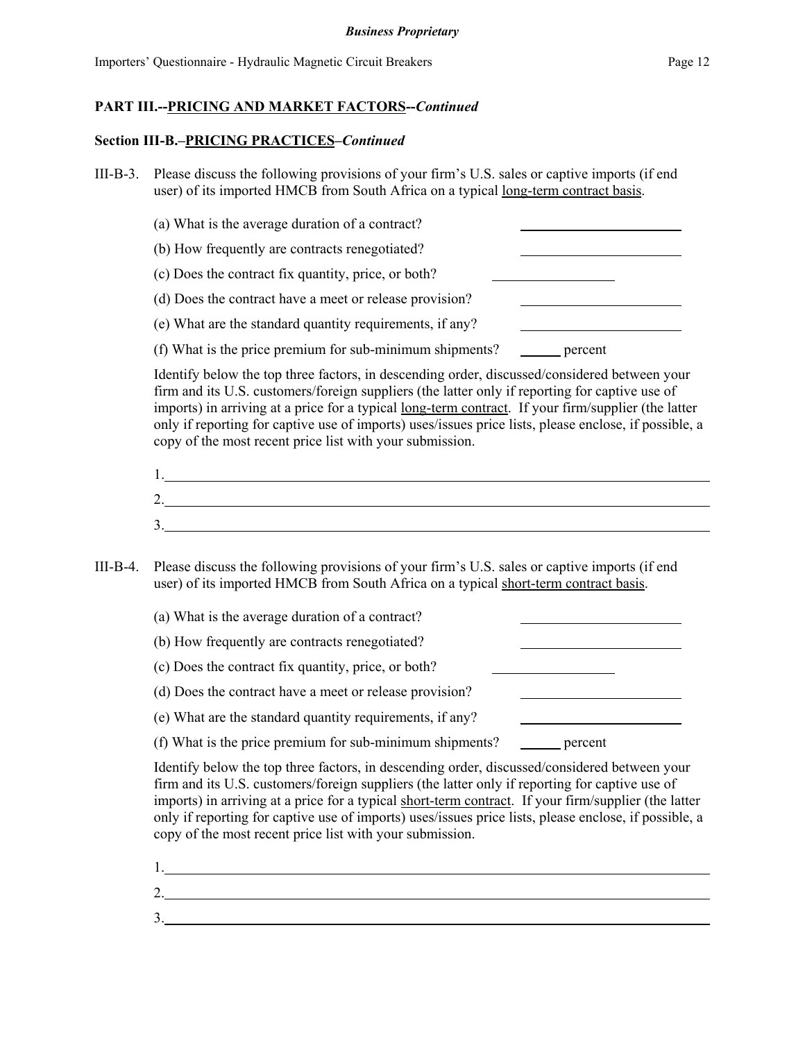**PART III.--PRICING AND MARKET FACTORS--*Continued***

**Section III-B.–PRICING PRACTICES–*Continued***

III-B-3. Please discuss the following provisions of your firm's U.S. sales or captive imports (if end user) of its imported HMCB from South Africa on a typical long-term contract basis.

(a) What is the average duration of a contract? ____________________

(b) How frequently are contracts renegotiated? ____________________

(c) Does the contract fix quantity, price, or both? ______________

(d) Does the contract have a meet or release provision? ____________________

(e) What are the standard quantity requirements, if any? ____________________

(f) What is the price premium for sub-minimum shipments? ______ percent

Identify below the top three factors, in descending order, discussed/considered between your firm and its U.S. customers/foreign suppliers (the latter only if reporting for captive use of imports) in arriving at a price for a typical long-term contract. If your firm/supplier (the latter only if reporting for captive use of imports) uses/issues price lists, please enclose, if possible, a copy of the most recent price list with your submission.

1. ______________________________________________________________________

2. ______________________________________________________________________

3. ______________________________________________________________________

III-B-4. Please discuss the following provisions of your firm's U.S. sales or captive imports (if end user) of its imported HMCB from South Africa on a typical short-term contract basis.

(a) What is the average duration of a contract? ____________________

(b) How frequently are contracts renegotiated? ____________________

(c) Does the contract fix quantity, price, or both? ______________

(d) Does the contract have a meet or release provision? ____________________

(e) What are the standard quantity requirements, if any? ____________________

(f) What is the price premium for sub-minimum shipments? ______ percent

Identify below the top three factors, in descending order, discussed/considered between your firm and its U.S. customers/foreign suppliers (the latter only if reporting for captive use of imports) in arriving at a price for a typical short-term contract. If your firm/supplier (the latter only if reporting for captive use of imports) uses/issues price lists, please enclose, if possible, a copy of the most recent price list with your submission.

1. ______________________________________________________________________

2. ______________________________________________________________________

3. ______________________________________________________________________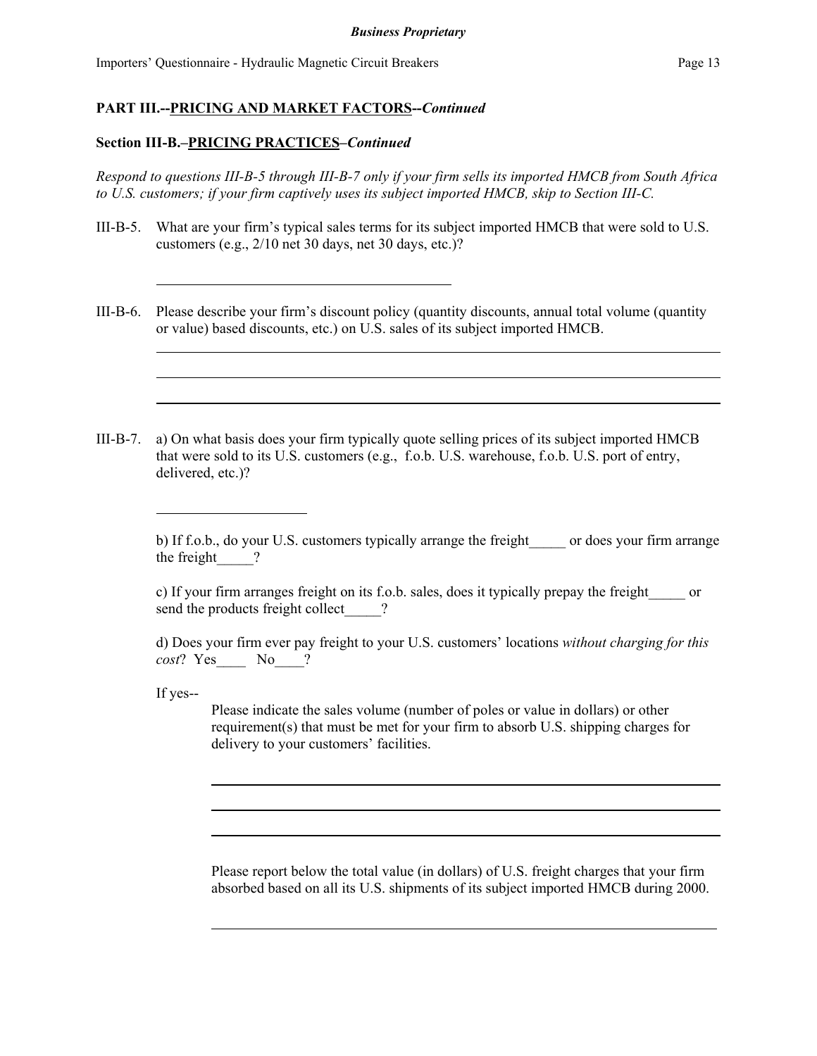**PART III.--PRICING AND MARKET FACTORS--*Continued***

**Section III-B.–PRICING PRACTICES–*Continued***

*Respond to questions III-B-5 through III-B-7 only if your firm sells its imported HMCB from South Africa to U.S. customers; if your firm captively uses its subject imported HMCB, skip to Section III-C.*

III-B-5. What are your firm's typical sales terms for its subject imported HMCB that were sold to U.S. customers (e.g., 2/10 net 30 days, net 30 days, etc.)?

_______________________________________

III-B-6. Please describe your firm's discount policy (quantity discounts, annual total volume (quantity or value) based discounts, etc.) on U.S. sales of its subject imported HMCB.

_______________________________________

_______________________________________

_______________________________________

III-B-7. a) On what basis does your firm typically quote selling prices of its subject imported HMCB that were sold to its U.S. customers (e.g., f.o.b. U.S. warehouse, f.o.b. U.S. port of entry, delivered, etc.)?

____________________

b) If f.o.b., do your U.S. customers typically arrange the freight_____ or does your firm arrange the freight_____?

c) If your firm arranges freight on its f.o.b. sales, does it typically prepay the freight_____ or send the products freight collect_____?

d) Does your firm ever pay freight to your U.S. customers' locations *without charging for this cost*? Yes____ No____?

If yes--

Please indicate the sales volume (number of poles or value in dollars) or other requirement(s) that must be met for your firm to absorb U.S. shipping charges for delivery to your customers' facilities.

_______________________________________

_______________________________________

_______________________________________

Please report below the total value (in dollars) of U.S. freight charges that your firm absorbed based on all its U.S. shipments of its subject imported HMCB during 2000.

_______________________________________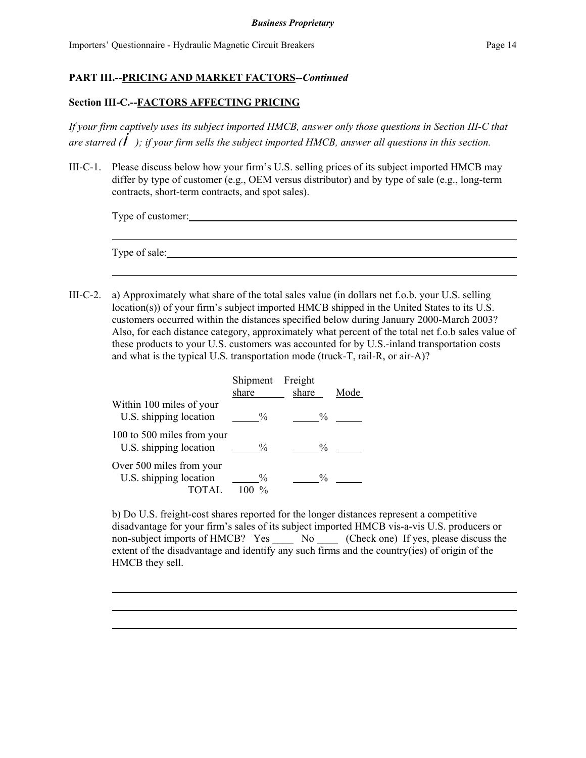**PART III.--PRICING AND MARKET FACTORS--*Continued***

**Section III-C.--FACTORS AFFECTING PRICING**

*If your firm captively uses its subject imported HMCB, answer only those questions in Section III-C that are starred (i ); if your firm sells the subject imported HMCB, answer all questions in this section.*

III-C-1. Please discuss below how your firm's U.S. selling prices of its subject imported HMCB may differ by type of customer (e.g., OEM versus distributor) and by type of sale (e.g., long-term contracts, short-term contracts, and spot sales).

Type of customer: ______________________________________________

______________________________________________

Type of sale: ______________________________________________

______________________________________________

III-C-2. a) Approximately what share of the total sales value (in dollars net f.o.b. your U.S. selling location(s)) of your firm's subject imported HMCB shipped in the United States to its U.S. customers occurred within the distances specified below during January 2000-March 2003? Also, for each distance category, approximately what percent of the total net f.o.b sales value of these products to your U.S. customers was accounted for by U.S.-inland transportation costs and what is the typical U.S. transportation mode (truck-T, rail-R, or air-A)?

| | Shipment share | Freight share | Mode |
|---|---|---|---|
| Within 100 miles of your U.S. shipping location | ____% | ____% | ____ |
| 100 to 500 miles from your U.S. shipping location | ____% | ____% | ____ |
| Over 500 miles from your U.S. shipping location | ____% | ____% | ____ |
| TOTAL | 100 % | | |

b) Do U.S. freight-cost shares reported for the longer distances represent a competitive disadvantage for your firm's sales of its subject imported HMCB vis-a-vis U.S. producers or non-subject imports of HMCB? Yes ____ No ____ (Check one) If yes, please discuss the extent of the disadvantage and identify any such firms and the country(ies) of origin of the HMCB they sell.

______________________________________________

______________________________________________

______________________________________________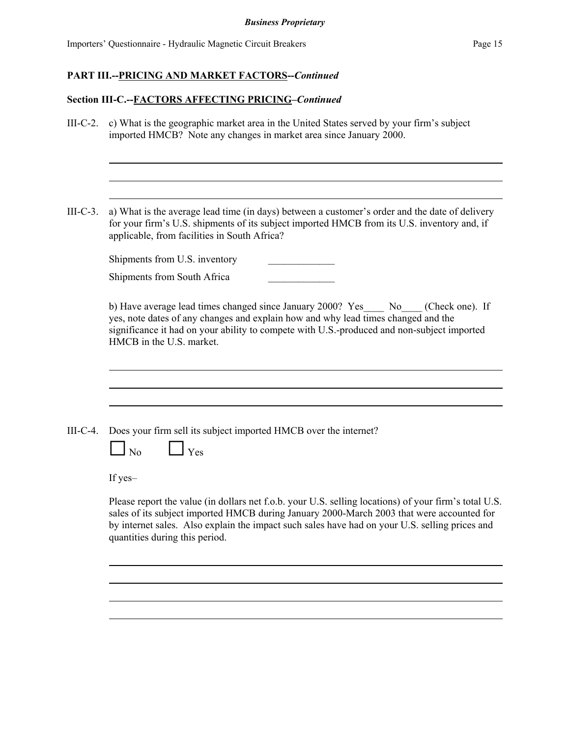**PART III.--PRICING AND MARKET FACTORS--*Continued***

**Section III-C.--FACTORS AFFECTING PRICING–*Continued***

III-C-2. c) What is the geographic market area in the United States served by your firm's subject imported HMCB? Note any changes in market area since January 2000.

_______________________________________________

_______________________________________________

_______________________________________________

III-C-3. a) What is the average lead time (in days) between a customer's order and the date of delivery for your firm's U.S. shipments of its subject imported HMCB from its U.S. inventory and, if applicable, from facilities in South Africa?

Shipments from U.S. inventory _____________

Shipments from South Africa _____________

b) Have average lead times changed since January 2000? Yes____ No____ (Check one). If yes, note dates of any changes and explain how and why lead times changed and the significance it had on your ability to compete with U.S.-produced and non-subject imported HMCB in the U.S. market.

_______________________________________________

_______________________________________________

_______________________________________________

III-C-4. Does your firm sell its subject imported HMCB over the internet?

☐ No ☐ Yes

If yes–

Please report the value (in dollars net f.o.b. your U.S. selling locations) of your firm's total U.S. sales of its subject imported HMCB during January 2000-March 2003 that were accounted for by internet sales. Also explain the impact such sales have had on your U.S. selling prices and quantities during this period.

_______________________________________________

_______________________________________________

_______________________________________________

_______________________________________________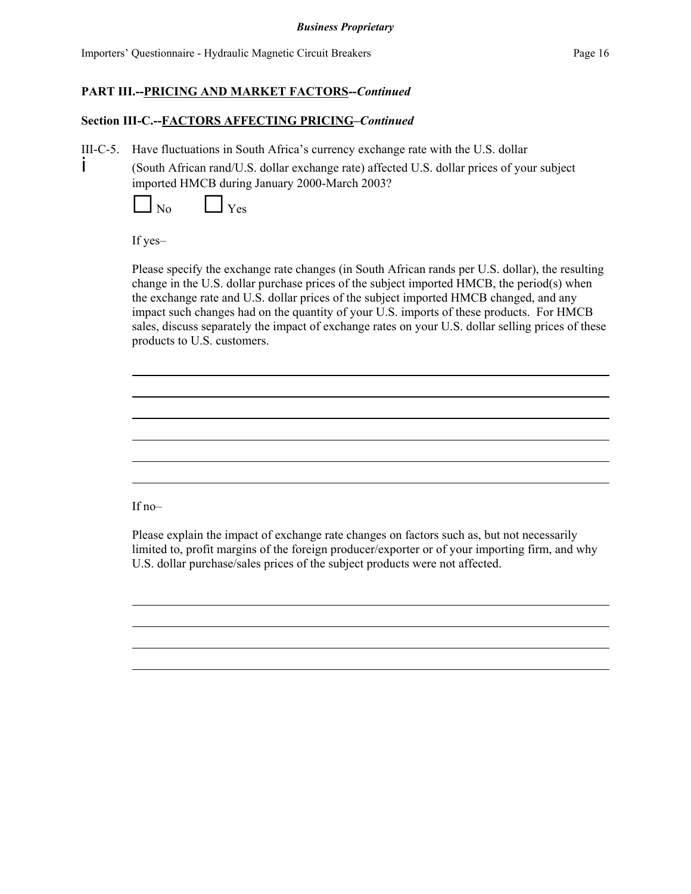**PART III.--PRICING AND MARKET FACTORS--*Continued***

**Section III-C.--FACTORS AFFECTING PRICING–*Continued***

III-C-5. Have fluctuations in South Africa's currency exchange rate with the U.S. dollar (South African rand/U.S. dollar exchange rate) affected U.S. dollar prices of your subject imported HMCB during January 2000-March 2003?

☐ No ☐ Yes

If yes–

Please specify the exchange rate changes (in South African rands per U.S. dollar), the resulting change in the U.S. dollar purchase prices of the subject imported HMCB, the period(s) when the exchange rate and U.S. dollar prices of the subject imported HMCB changed, and any impact such changes had on the quantity of your U.S. imports of these products. For HMCB sales, discuss separately the impact of exchange rates on your U.S. dollar selling prices of these products to U.S. customers.

______________________________________________________________________________

______________________________________________________________________________

______________________________________________________________________________

______________________________________________________________________________

______________________________________________________________________________

______________________________________________________________________________

If no–

Please explain the impact of exchange rate changes on factors such as, but not necessarily limited to, profit margins of the foreign producer/exporter or of your importing firm, and why U.S. dollar purchase/sales prices of the subject products were not affected.

______________________________________________________________________________

______________________________________________________________________________

______________________________________________________________________________

______________________________________________________________________________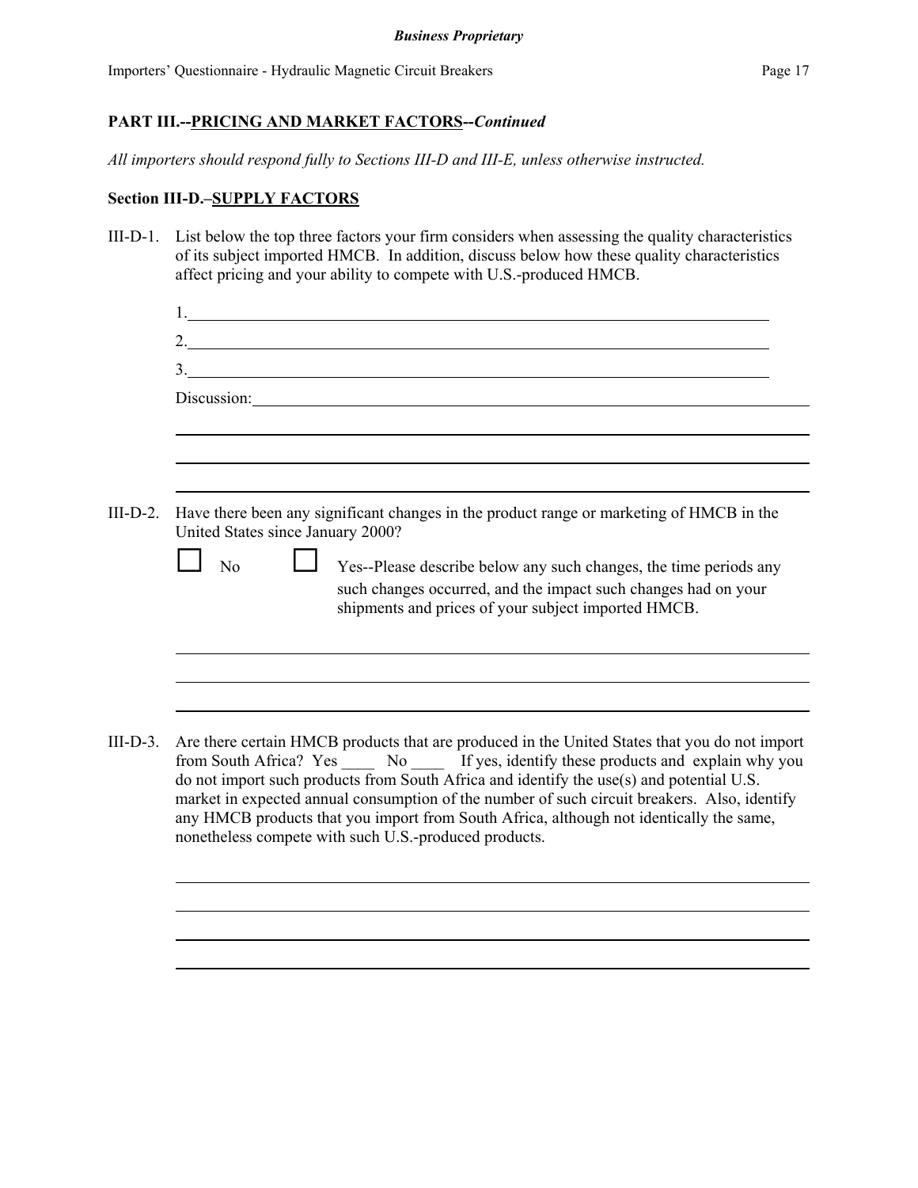**PART III.--PRICING AND MARKET FACTORS--*Continued***

*All importers should respond fully to Sections III-D and III-E, unless otherwise instructed.*

**Section III-D.–SUPPLY FACTORS**

III-D-1. List below the top three factors your firm considers when assessing the quality characteristics of its subject imported HMCB. In addition, discuss below how these quality characteristics affect pricing and your ability to compete with U.S.-produced HMCB.

1. ______________________________
2. ______________________________
3. ______________________________

Discussion: ______________________________

______________________________

______________________________

______________________________

III-D-2. Have there been any significant changes in the product range or marketing of HMCB in the United States since January 2000?

☐ No ☐ Yes--Please describe below any such changes, the time periods any such changes occurred, and the impact such changes had on your shipments and prices of your subject imported HMCB.

______________________________

______________________________

______________________________

III-D-3. Are there certain HMCB products that are produced in the United States that you do not import from South Africa? Yes ____ No ____ If yes, identify these products and explain why you do not import such products from South Africa and identify the use(s) and potential U.S. market in expected annual consumption of the number of such circuit breakers. Also, identify any HMCB products that you import from South Africa, although not identically the same, nonetheless compete with such U.S.-produced products.

______________________________

______________________________

______________________________

______________________________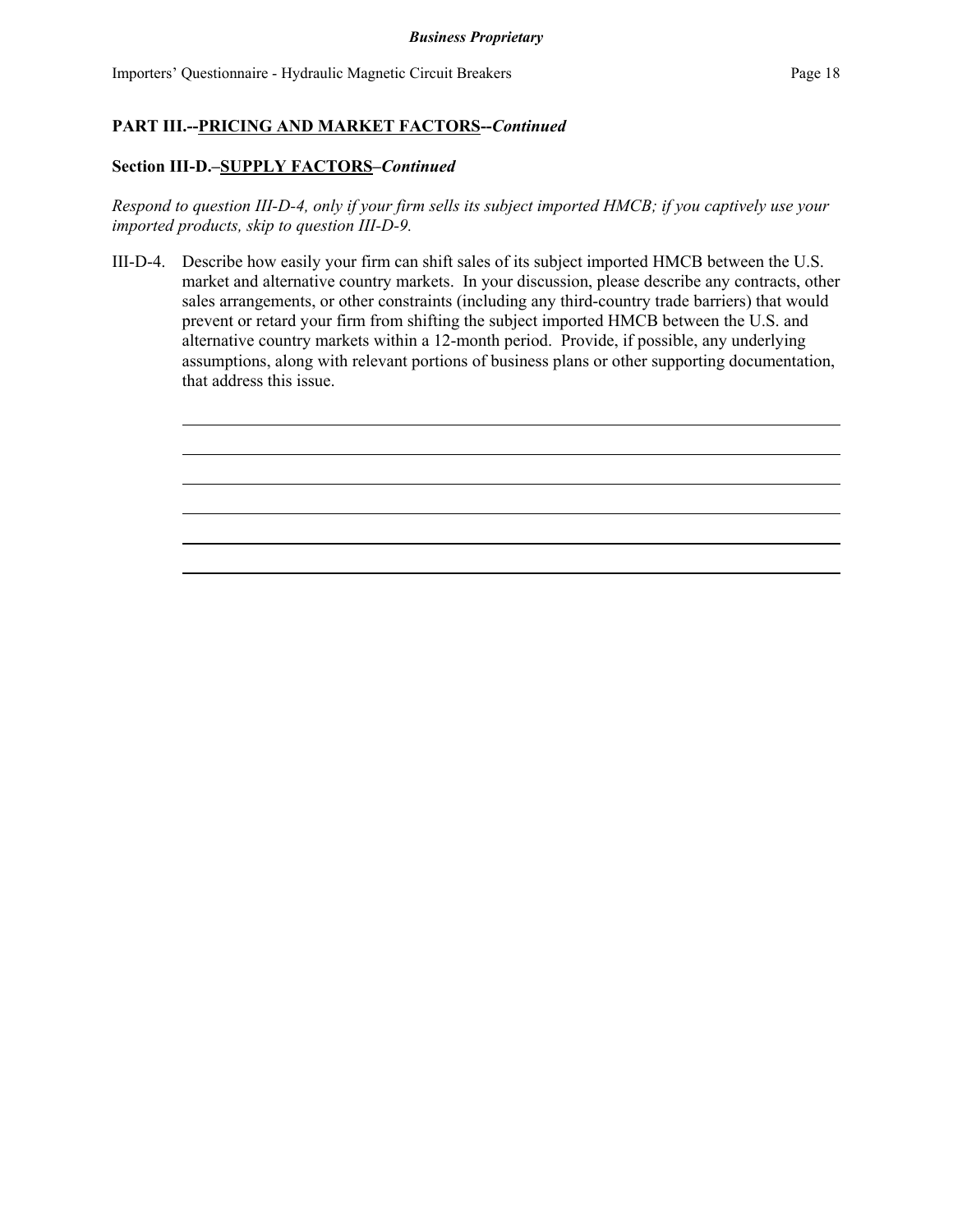**PART III.--PRICING AND MARKET FACTORS--*Continued***

**Section III-D.–SUPPLY FACTORS–*Continued***

*Respond to question III-D-4, only if your firm sells its subject imported HMCB; if you captively use your imported products, skip to question III-D-9.*

III-D-4. Describe how easily your firm can shift sales of its subject imported HMCB between the U.S. market and alternative country markets. In your discussion, please describe any contracts, other sales arrangements, or other constraints (including any third-country trade barriers) that would prevent or retard your firm from shifting the subject imported HMCB between the U.S. and alternative country markets within a 12-month period. Provide, if possible, any underlying assumptions, along with relevant portions of business plans or other supporting documentation, that address this issue.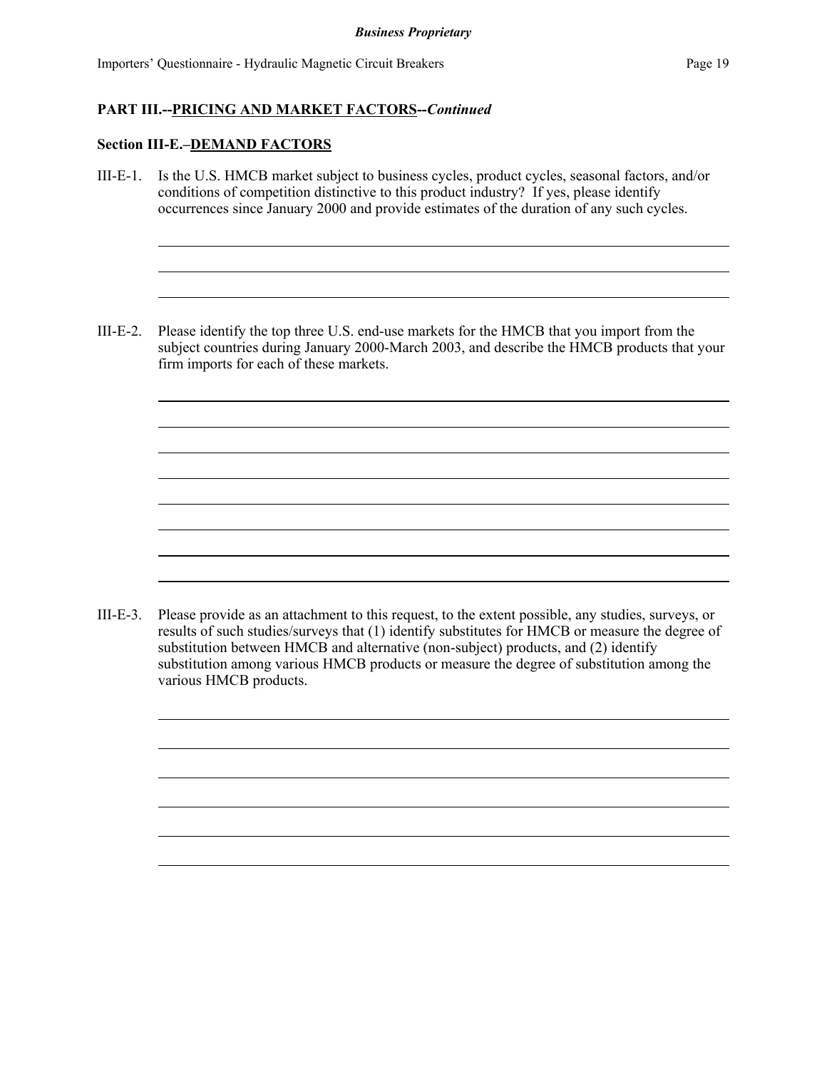**PART III.--PRICING AND MARKET FACTORS--*Continued***

**Section III-E.–DEMAND FACTORS**

III-E-1. Is the U.S. HMCB market subject to business cycles, product cycles, seasonal factors, and/or conditions of competition distinctive to this product industry? If yes, please identify occurrences since January 2000 and provide estimates of the duration of any such cycles.

III-E-2. Please identify the top three U.S. end-use markets for the HMCB that you import from the subject countries during January 2000-March 2003, and describe the HMCB products that your firm imports for each of these markets.

III-E-3. Please provide as an attachment to this request, to the extent possible, any studies, surveys, or results of such studies/surveys that (1) identify substitutes for HMCB or measure the degree of substitution between HMCB and alternative (non-subject) products, and (2) identify substitution among various HMCB products or measure the degree of substitution among the various HMCB products.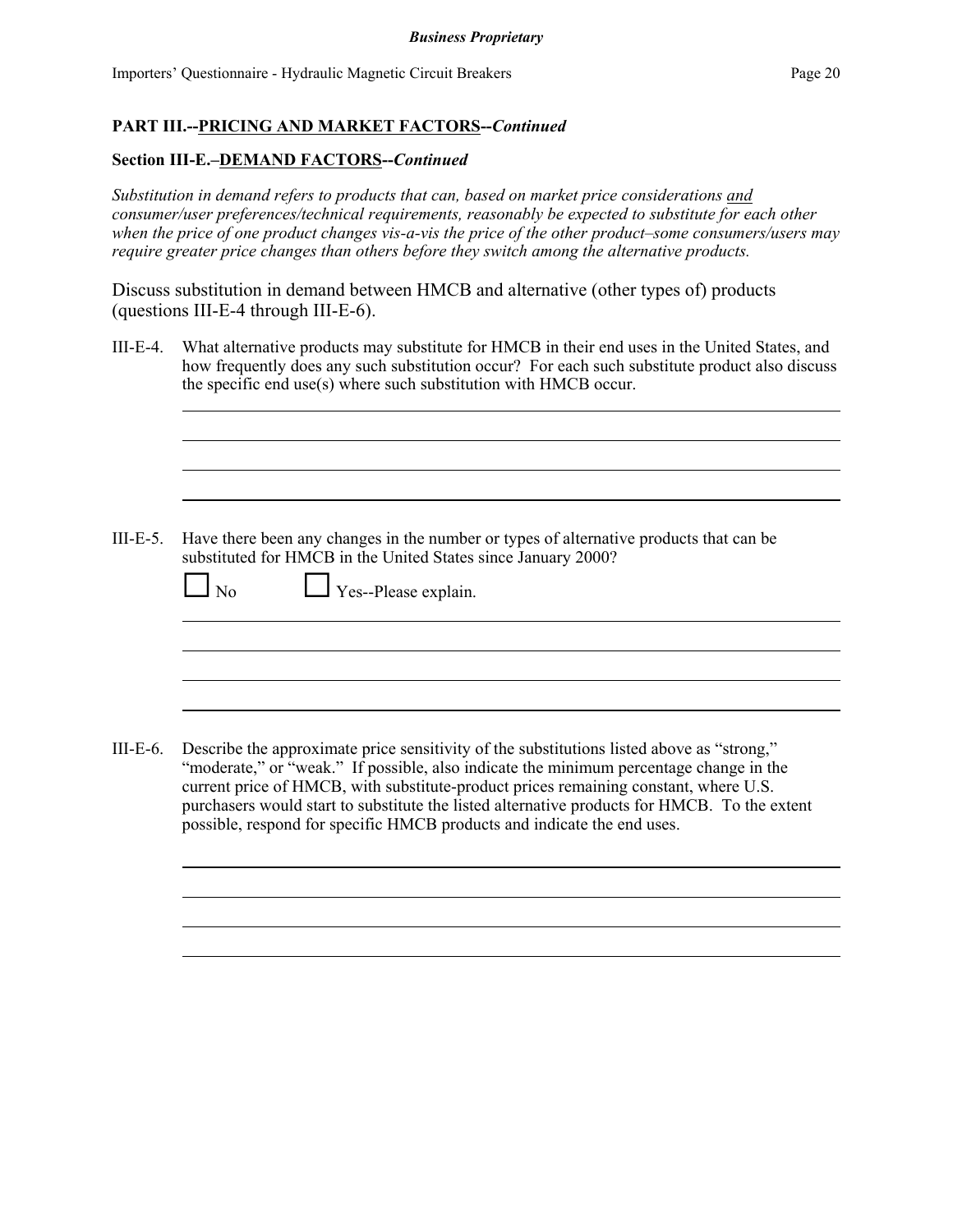**PART III.--PRICING AND MARKET FACTORS--*Continued***

**Section III-E.–DEMAND FACTORS--*Continued***

*Substitution in demand refers to products that can, based on market price considerations and consumer/user preferences/technical requirements, reasonably be expected to substitute for each other when the price of one product changes vis-a-vis the price of the other product–some consumers/users may require greater price changes than others before they switch among the alternative products.*

Discuss substitution in demand between HMCB and alternative (other types of) products (questions III-E-4 through III-E-6).

III-E-4. What alternative products may substitute for HMCB in their end uses in the United States, and how frequently does any such substitution occur? For each such substitute product also discuss the specific end use(s) where such substitution with HMCB occur.

\_\_\_\_\_\_\_\_\_\_\_\_\_\_\_\_\_\_\_\_\_\_\_\_\_\_\_\_\_\_\_\_\_\_\_\_\_\_\_\_\_\_\_\_\_\_\_\_\_\_\_\_\_\_\_\_\_\_\_\_\_\_\_\_\_\_\_\_\_\_\_\_

\_\_\_\_\_\_\_\_\_\_\_\_\_\_\_\_\_\_\_\_\_\_\_\_\_\_\_\_\_\_\_\_\_\_\_\_\_\_\_\_\_\_\_\_\_\_\_\_\_\_\_\_\_\_\_\_\_\_\_\_\_\_\_\_\_\_\_\_\_\_\_\_

\_\_\_\_\_\_\_\_\_\_\_\_\_\_\_\_\_\_\_\_\_\_\_\_\_\_\_\_\_\_\_\_\_\_\_\_\_\_\_\_\_\_\_\_\_\_\_\_\_\_\_\_\_\_\_\_\_\_\_\_\_\_\_\_\_\_\_\_\_\_\_\_

\_\_\_\_\_\_\_\_\_\_\_\_\_\_\_\_\_\_\_\_\_\_\_\_\_\_\_\_\_\_\_\_\_\_\_\_\_\_\_\_\_\_\_\_\_\_\_\_\_\_\_\_\_\_\_\_\_\_\_\_\_\_\_\_\_\_\_\_\_\_\_\_

III-E-5. Have there been any changes in the number or types of alternative products that can be substituted for HMCB in the United States since January 2000?

☐ No ☐ Yes--Please explain.

\_\_\_\_\_\_\_\_\_\_\_\_\_\_\_\_\_\_\_\_\_\_\_\_\_\_\_\_\_\_\_\_\_\_\_\_\_\_\_\_\_\_\_\_\_\_\_\_\_\_\_\_\_\_\_\_\_\_\_\_\_\_\_\_\_\_\_\_\_\_\_\_

\_\_\_\_\_\_\_\_\_\_\_\_\_\_\_\_\_\_\_\_\_\_\_\_\_\_\_\_\_\_\_\_\_\_\_\_\_\_\_\_\_\_\_\_\_\_\_\_\_\_\_\_\_\_\_\_\_\_\_\_\_\_\_\_\_\_\_\_\_\_\_\_

\_\_\_\_\_\_\_\_\_\_\_\_\_\_\_\_\_\_\_\_\_\_\_\_\_\_\_\_\_\_\_\_\_\_\_\_\_\_\_\_\_\_\_\_\_\_\_\_\_\_\_\_\_\_\_\_\_\_\_\_\_\_\_\_\_\_\_\_\_\_\_\_

\_\_\_\_\_\_\_\_\_\_\_\_\_\_\_\_\_\_\_\_\_\_\_\_\_\_\_\_\_\_\_\_\_\_\_\_\_\_\_\_\_\_\_\_\_\_\_\_\_\_\_\_\_\_\_\_\_\_\_\_\_\_\_\_\_\_\_\_\_\_\_\_

III-E-6. Describe the approximate price sensitivity of the substitutions listed above as "strong," "moderate," or "weak." If possible, also indicate the minimum percentage change in the current price of HMCB, with substitute-product prices remaining constant, where U.S. purchasers would start to substitute the listed alternative products for HMCB. To the extent possible, respond for specific HMCB products and indicate the end uses.

\_\_\_\_\_\_\_\_\_\_\_\_\_\_\_\_\_\_\_\_\_\_\_\_\_\_\_\_\_\_\_\_\_\_\_\_\_\_\_\_\_\_\_\_\_\_\_\_\_\_\_\_\_\_\_\_\_\_\_\_\_\_\_\_\_\_\_\_\_\_\_\_

\_\_\_\_\_\_\_\_\_\_\_\_\_\_\_\_\_\_\_\_\_\_\_\_\_\_\_\_\_\_\_\_\_\_\_\_\_\_\_\_\_\_\_\_\_\_\_\_\_\_\_\_\_\_\_\_\_\_\_\_\_\_\_\_\_\_\_\_\_\_\_\_

\_\_\_\_\_\_\_\_\_\_\_\_\_\_\_\_\_\_\_\_\_\_\_\_\_\_\_\_\_\_\_\_\_\_\_\_\_\_\_\_\_\_\_\_\_\_\_\_\_\_\_\_\_\_\_\_\_\_\_\_\_\_\_\_\_\_\_\_\_\_\_\_

\_\_\_\_\_\_\_\_\_\_\_\_\_\_\_\_\_\_\_\_\_\_\_\_\_\_\_\_\_\_\_\_\_\_\_\_\_\_\_\_\_\_\_\_\_\_\_\_\_\_\_\_\_\_\_\_\_\_\_\_\_\_\_\_\_\_\_\_\_\_\_\_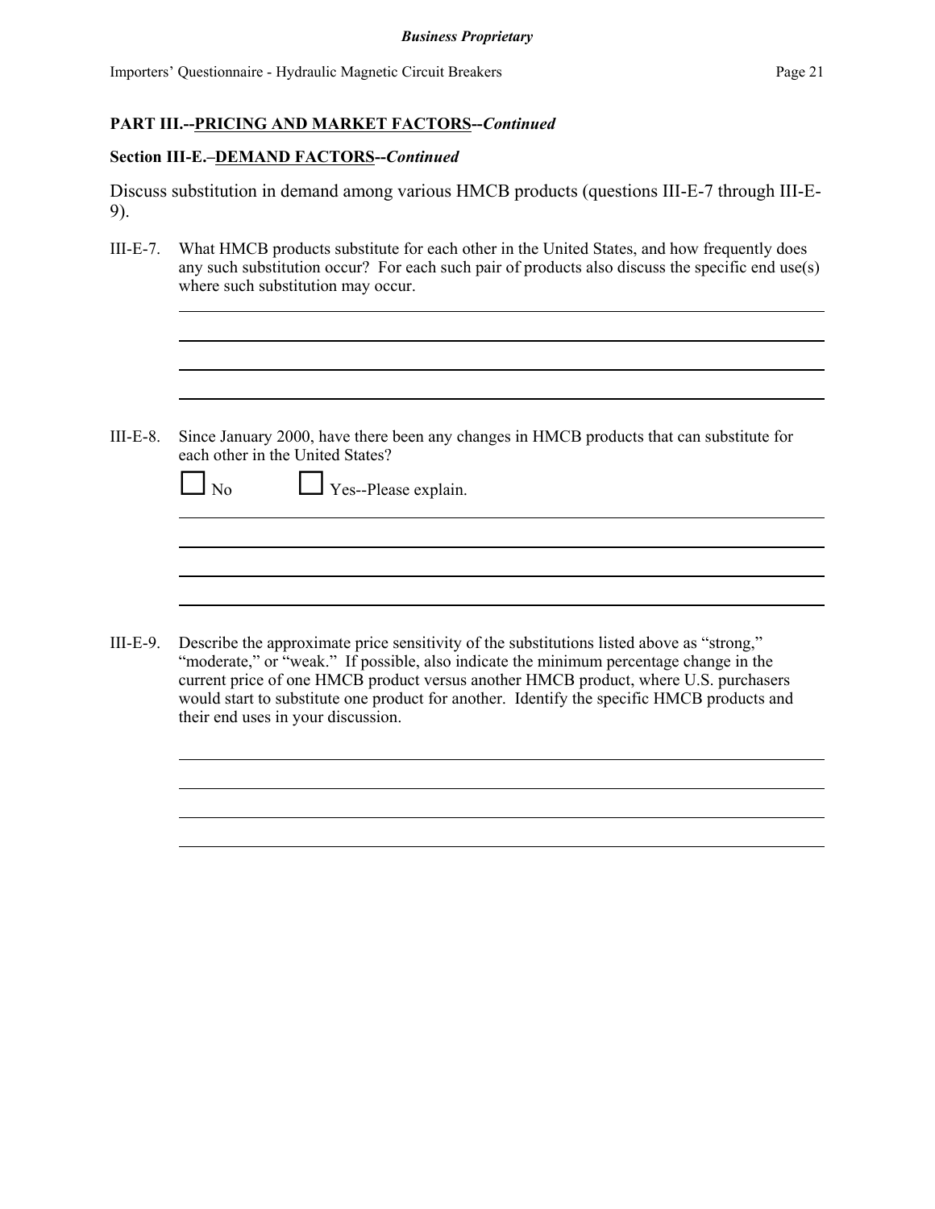**PART III.--PRICING AND MARKET FACTORS--*Continued***

**Section III-E.–DEMAND FACTORS--*Continued***

Discuss substitution in demand among various HMCB products (questions III-E-7 through III-E-9).

III-E-7. What HMCB products substitute for each other in the United States, and how frequently does any such substitution occur? For each such pair of products also discuss the specific end use(s) where such substitution may occur.

III-E-8. Since January 2000, have there been any changes in HMCB products that can substitute for each other in the United States?

☐ No ☐ Yes--Please explain.

III-E-9. Describe the approximate price sensitivity of the substitutions listed above as "strong," "moderate," or "weak." If possible, also indicate the minimum percentage change in the current price of one HMCB product versus another HMCB product, where U.S. purchasers would start to substitute one product for another. Identify the specific HMCB products and their end uses in your discussion.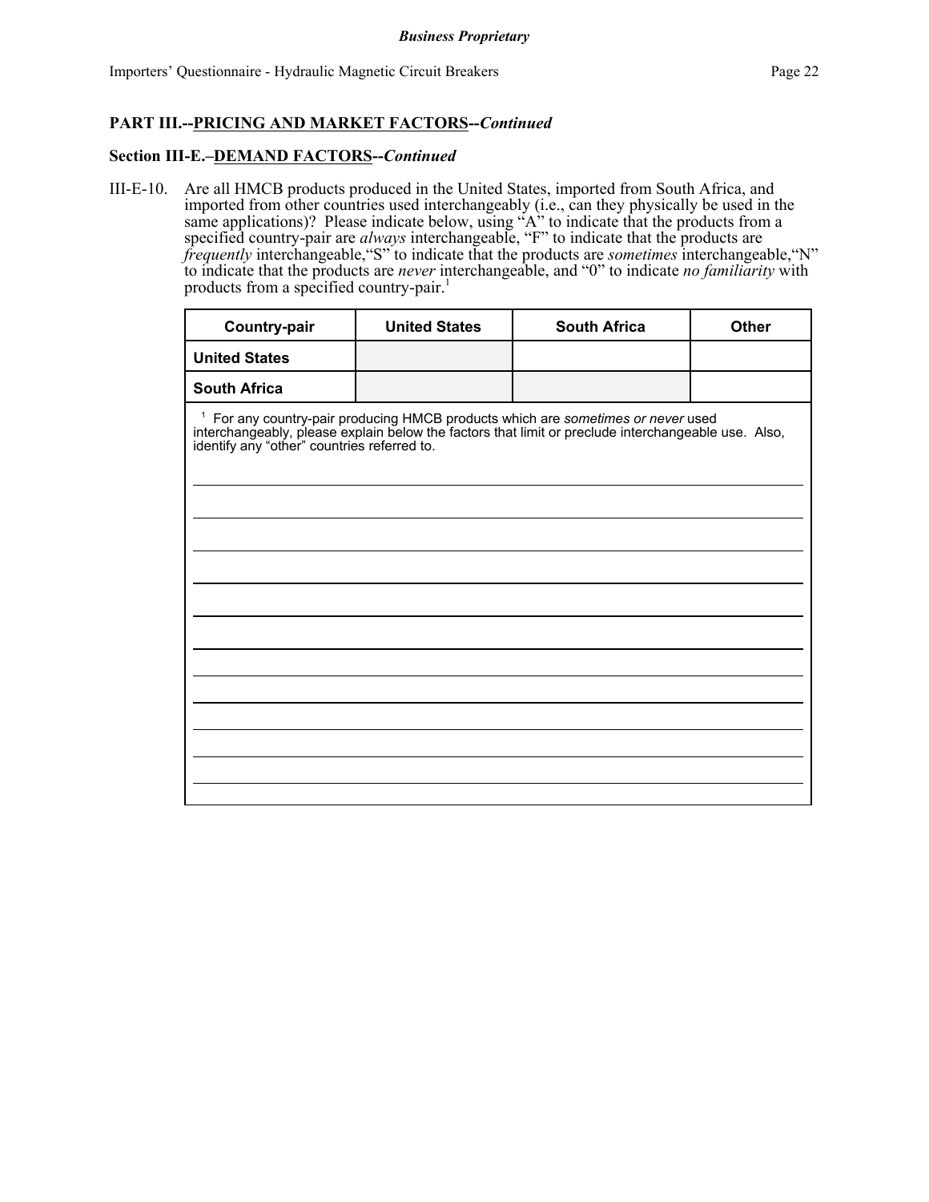**Business Proprietary**

## PART III.--PRICING AND MARKET FACTORS--*Continued*

### Section III-E.–DEMAND FACTORS--*Continued*

III-E-10. Are all HMCB products produced in the United States, imported from South Africa, and imported from other countries used interchangeably (i.e., can they physically be used in the same applications)? Please indicate below, using "A" to indicate that the products from a specified country-pair are *always* interchangeable, "F" to indicate that the products are *frequently* interchangeable, "S" to indicate that the products are *sometimes* interchangeable, "N" to indicate that the products are *never* interchangeable, and "0" to indicate *no familiarity* with products from a specified country-pair.[1]

| Country-pair | United States | South Africa | Other |
|---|---|---|---|
| **United States** | | | |
| **South Africa** | | | |

[1] For any country-pair producing HMCB products which are *sometimes or never* used interchangeably, please explain below the factors that limit or preclude interchangeable use. Also, identify any "other" countries referred to.

______________________________________________________________________

______________________________________________________________________

______________________________________________________________________

______________________________________________________________________

______________________________________________________________________

______________________________________________________________________

______________________________________________________________________

______________________________________________________________________

______________________________________________________________________

______________________________________________________________________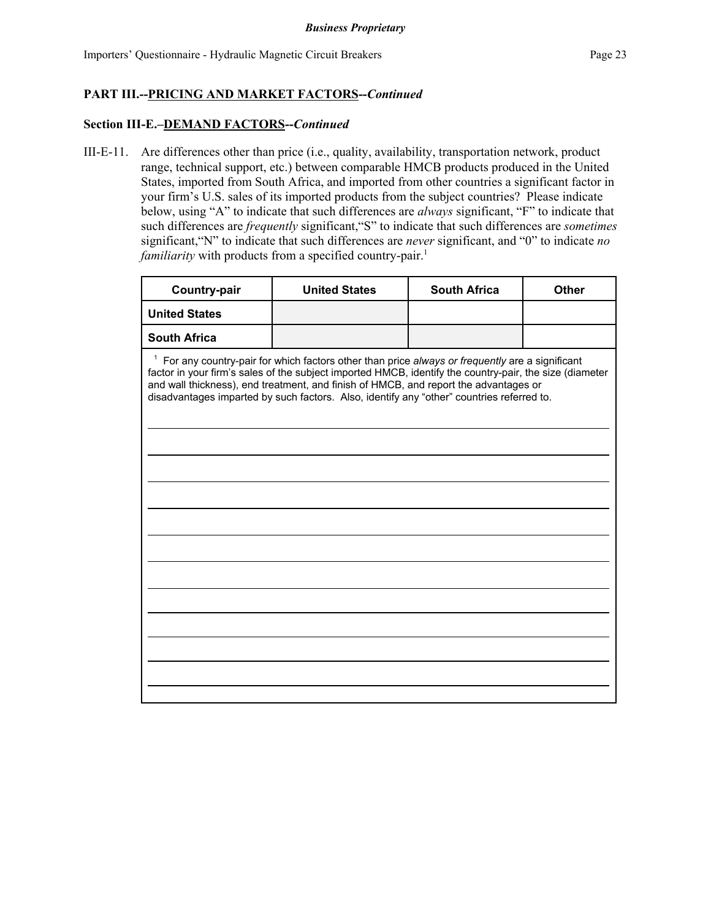**PART III.--PRICING AND MARKET FACTORS--*Continued***

**Section III-E.–DEMAND FACTORS--*Continued***

III-E-11. Are differences other than price (i.e., quality, availability, transportation network, product range, technical support, etc.) between comparable HMCB products produced in the United States, imported from South Africa, and imported from other countries a significant factor in your firm's U.S. sales of its imported products from the subject countries? Please indicate below, using "A" to indicate that such differences are *always* significant, "F" to indicate that such differences are *frequently* significant,"S" to indicate that such differences are *sometimes* significant,"N" to indicate that such differences are *never* significant, and "0" to indicate *no familiarity* with products from a specified country-pair.[1]

| Country-pair | United States | South Africa | Other |
|---|---|---|---|
| **United States** | | | |
| **South Africa** | | | |

[1] For any country-pair for which factors other than price *always or frequently* are a significant factor in your firm's sales of the subject imported HMCB, identify the country-pair, the size (diameter and wall thickness), end treatment, and finish of HMCB, and report the advantages or disadvantages imparted by such factors. Also, identify any "other" countries referred to.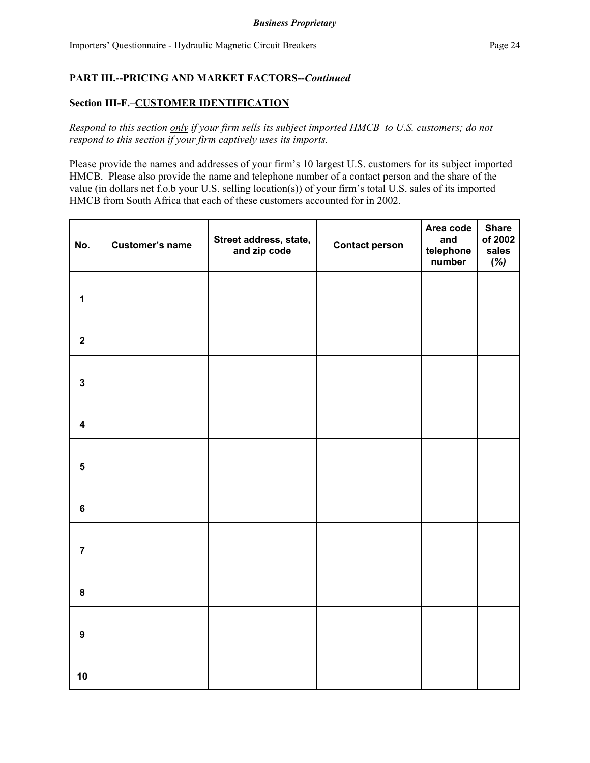**PART III.--PRICING AND MARKET FACTORS--*Continued***

**Section III-F.–CUSTOMER IDENTIFICATION**

*Respond to this section only if your firm sells its subject imported HMCB to U.S. customers; do not respond to this section if your firm captively uses its imports.*

Please provide the names and addresses of your firm's 10 largest U.S. customers for its subject imported HMCB. Please also provide the name and telephone number of a contact person and the share of the value (in dollars net f.o.b your U.S. selling location(s)) of your firm's total U.S. sales of its imported HMCB from South Africa that each of these customers accounted for in 2002.

| No. | Customer's name | Street address, state, and zip code | Contact person | Area code and telephone number | Share of 2002 sales *(%)* |
|---|---|---|---|---|---|
| 1 | | | | | |
| 2 | | | | | |
| 3 | | | | | |
| 4 | | | | | |
| 5 | | | | | |
| 6 | | | | | |
| 7 | | | | | |
| 8 | | | | | |
| 9 | | | | | |
| 10 | | | | | |